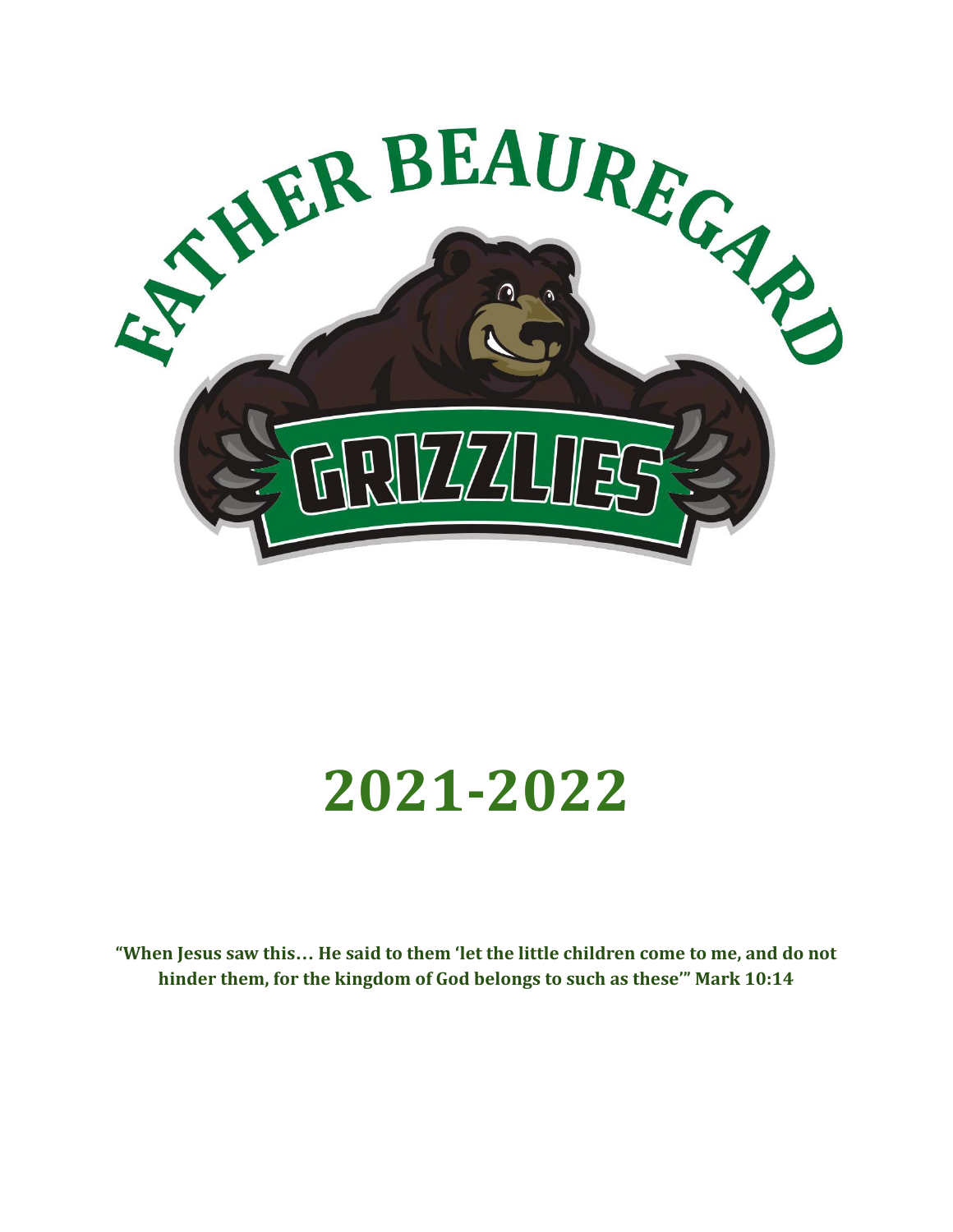FATHER BEAUREGARD

GRIZZLIES

# 2021-2022

**"When Jesus saw this… He said to them 'let the little children come to me, and do not hinder them, for the kingdom of God belongs to such as these'" Mark 10:14**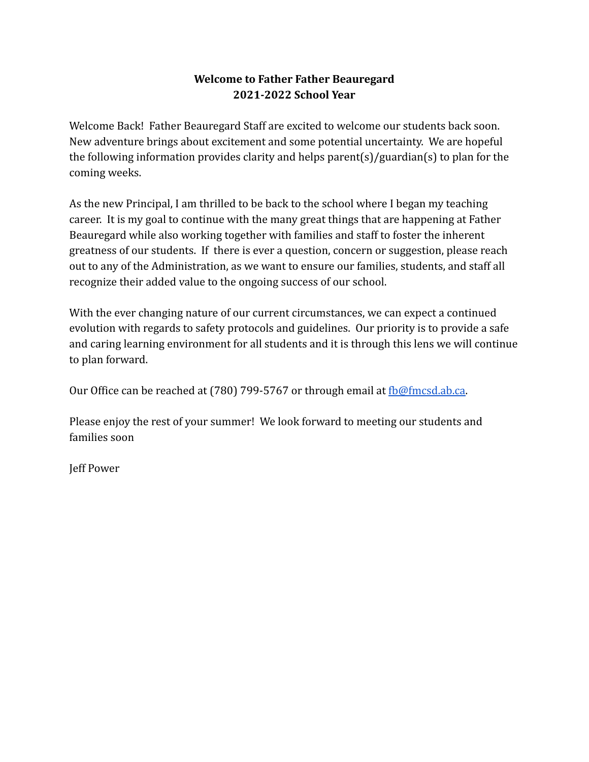**Welcome to Father Father Beauregard**
**2021-2022 School Year**

Welcome Back! Father Beauregard Staff are excited to welcome our students back soon. New adventure brings about excitement and some potential uncertainty. We are hopeful the following information provides clarity and helps parent(s)/guardian(s) to plan for the coming weeks.

As the new Principal, I am thrilled to be back to the school where I began my teaching career. It is my goal to continue with the many great things that are happening at Father Beauregard while also working together with families and staff to foster the inherent greatness of our students. If there is ever a question, concern or suggestion, please reach out to any of the Administration, as we want to ensure our families, students, and staff all recognize their added value to the ongoing success of our school.

With the ever changing nature of our current circumstances, we can expect a continued evolution with regards to safety protocols and guidelines. Our priority is to provide a safe and caring learning environment for all students and it is through this lens we will continue to plan forward.

Our Office can be reached at (780) 799-5767 or through email at [fb@fmcsd.ab.ca](mailto:fb@fmcsd.ab.ca).

Please enjoy the rest of your summer! We look forward to meeting our students and families soon

Jeff Power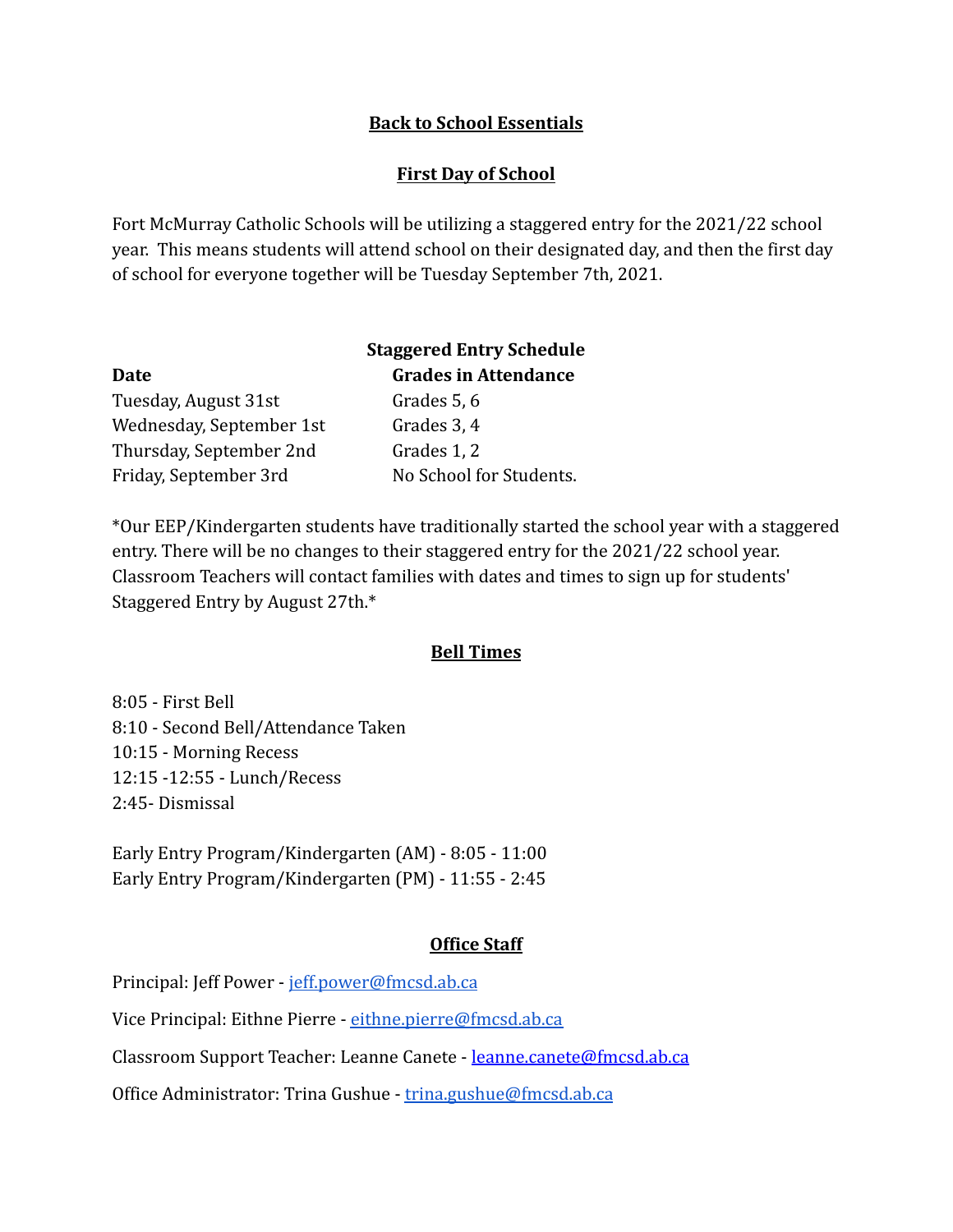# Back to School Essentials

## First Day of School

Fort McMurray Catholic Schools will be utilizing a staggered entry for the 2021/22 school year. This means students will attend school on their designated day, and then the first day of school for everyone together will be Tuesday September 7th, 2021.

**Staggered Entry Schedule**

| **Date** | **Grades in Attendance** |
|---|---|
| Tuesday, August 31st | Grades 5, 6 |
| Wednesday, September 1st | Grades 3, 4 |
| Thursday, September 2nd | Grades 1, 2 |
| Friday, September 3rd | No School for Students. |

*Our EEP/Kindergarten students have traditionally started the school year with a staggered entry. There will be no changes to their staggered entry for the 2021/22 school year. Classroom Teachers will contact families with dates and times to sign up for students' Staggered Entry by August 27th.*

## Bell Times

8:05 - First Bell
8:10 - Second Bell/Attendance Taken
10:15 - Morning Recess
12:15 -12:55 - Lunch/Recess
2:45- Dismissal

Early Entry Program/Kindergarten (AM) - 8:05 - 11:00
Early Entry Program/Kindergarten (PM) - 11:55 - 2:45

## Office Staff

Principal: Jeff Power - jeff.power@fmcsd.ab.ca

Vice Principal: Eithne Pierre - eithne.pierre@fmcsd.ab.ca

Classroom Support Teacher: Leanne Canete - leanne.canete@fmcsd.ab.ca

Office Administrator: Trina Gushue - trina.gushue@fmcsd.ab.ca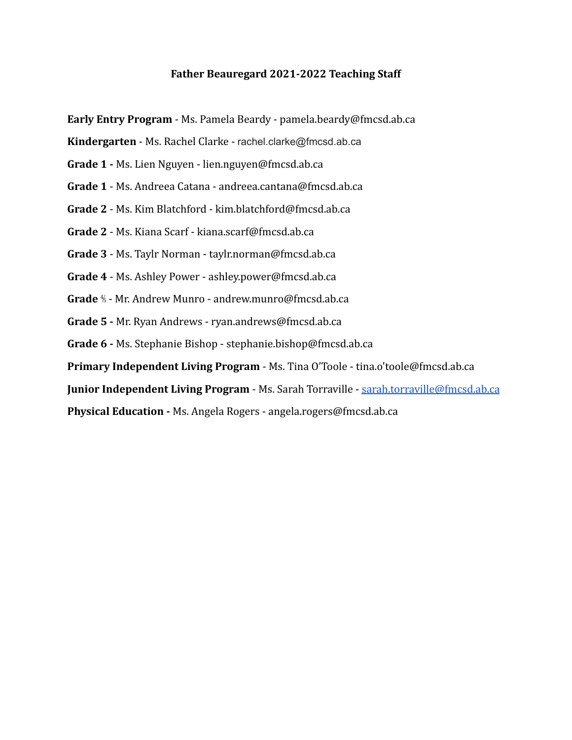**Father Beauregard 2021-2022 Teaching Staff**

**Early Entry Program** - Ms. Pamela Beardy - pamela.beardy@fmcsd.ab.ca

**Kindergarten** - Ms. Rachel Clarke - rachel.clarke@fmcsd.ab.ca

**Grade 1 -** Ms. Lien Nguyen - lien.nguyen@fmcsd.ab.ca

**Grade 1** - Ms. Andreea Catana - andreea.cantana@fmcsd.ab.ca

**Grade 2** - Ms. Kim Blatchford - kim.blatchford@fmcsd.ab.ca

**Grade 2** - Ms. Kiana Scarf - kiana.scarf@fmcsd.ab.ca

**Grade 3** - Ms. Taylr Norman - taylr.norman@fmcsd.ab.ca

**Grade 4** - Ms. Ashley Power - ashley.power@fmcsd.ab.ca

**Grade** 4/5 - Mr. Andrew Munro - andrew.munro@fmcsd.ab.ca

**Grade 5 -** Mr. Ryan Andrews - ryan.andrews@fmcsd.ab.ca

**Grade 6 -** Ms. Stephanie Bishop - stephanie.bishop@fmcsd.ab.ca

**Primary Independent Living Program** - Ms. Tina O'Toole - tina.o'toole@fmcsd.ab.ca

**Junior Independent Living Program** - Ms. Sarah Torraville - sarah.torraville@fmcsd.ab.ca

**Physical Education -** Ms. Angela Rogers - angela.rogers@fmcsd.ab.ca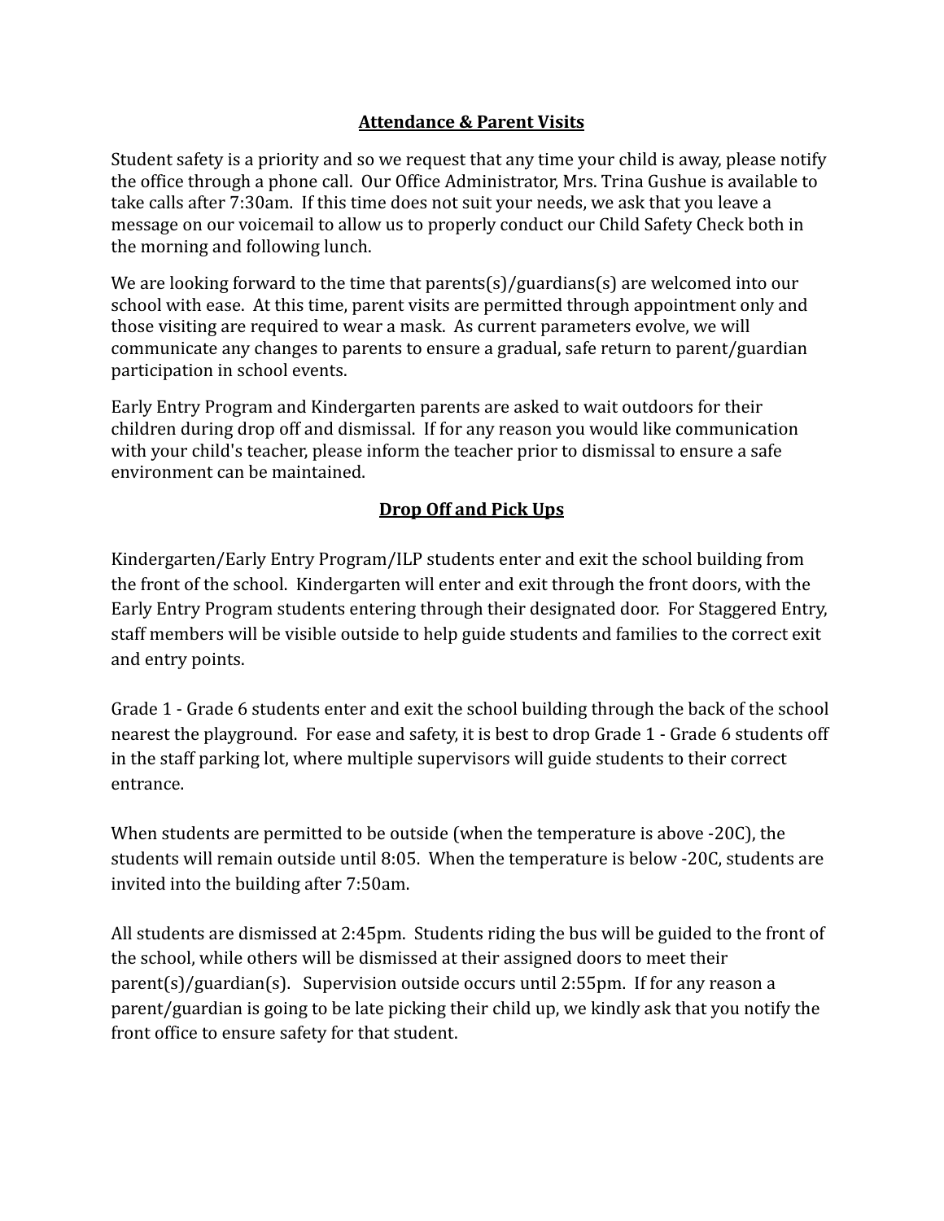## Attendance & Parent Visits

Student safety is a priority and so we request that any time your child is away, please notify the office through a phone call. Our Office Administrator, Mrs. Trina Gushue is available to take calls after 7:30am. If this time does not suit your needs, we ask that you leave a message on our voicemail to allow us to properly conduct our Child Safety Check both in the morning and following lunch.

We are looking forward to the time that parents(s)/guardians(s) are welcomed into our school with ease. At this time, parent visits are permitted through appointment only and those visiting are required to wear a mask. As current parameters evolve, we will communicate any changes to parents to ensure a gradual, safe return to parent/guardian participation in school events.

Early Entry Program and Kindergarten parents are asked to wait outdoors for their children during drop off and dismissal. If for any reason you would like communication with your child's teacher, please inform the teacher prior to dismissal to ensure a safe environment can be maintained.

## Drop Off and Pick Ups

Kindergarten/Early Entry Program/ILP students enter and exit the school building from the front of the school. Kindergarten will enter and exit through the front doors, with the Early Entry Program students entering through their designated door. For Staggered Entry, staff members will be visible outside to help guide students and families to the correct exit and entry points.

Grade 1 - Grade 6 students enter and exit the school building through the back of the school nearest the playground. For ease and safety, it is best to drop Grade 1 - Grade 6 students off in the staff parking lot, where multiple supervisors will guide students to their correct entrance.

When students are permitted to be outside (when the temperature is above -20C), the students will remain outside until 8:05. When the temperature is below -20C, students are invited into the building after 7:50am.

All students are dismissed at 2:45pm. Students riding the bus will be guided to the front of the school, while others will be dismissed at their assigned doors to meet their parent(s)/guardian(s). Supervision outside occurs until 2:55pm. If for any reason a parent/guardian is going to be late picking their child up, we kindly ask that you notify the front office to ensure safety for that student.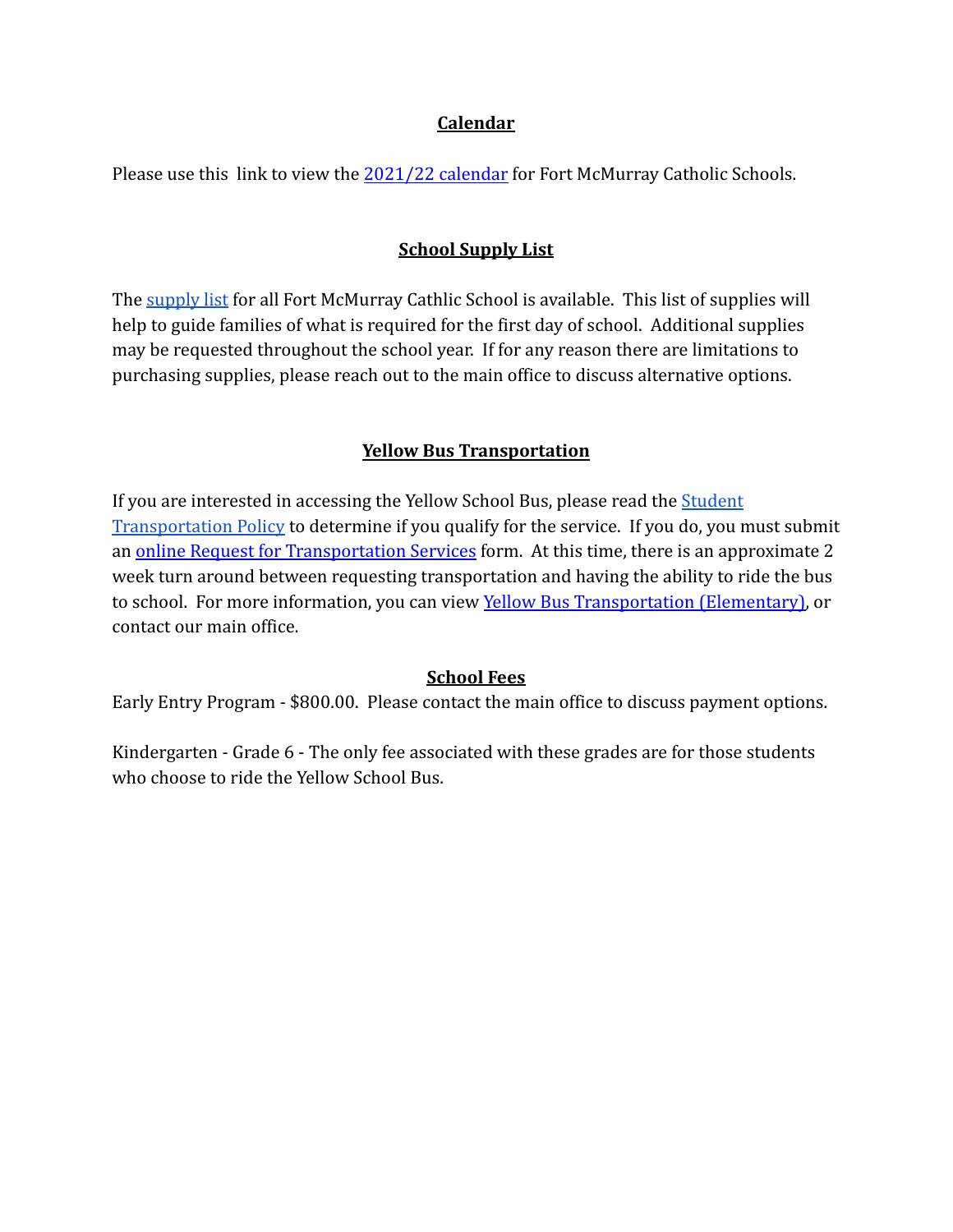## Calendar

Please use this link to view the 2021/22 calendar for Fort McMurray Catholic Schools.

## School Supply List

The supply list for all Fort McMurray Cathlic School is available. This list of supplies will help to guide families of what is required for the first day of school. Additional supplies may be requested throughout the school year. If for any reason there are limitations to purchasing supplies, please reach out to the main office to discuss alternative options.

## Yellow Bus Transportation

If you are interested in accessing the Yellow School Bus, please read the Student Transportation Policy to determine if you qualify for the service. If you do, you must submit an online Request for Transportation Services form. At this time, there is an approximate 2 week turn around between requesting transportation and having the ability to ride the bus to school. For more information, you can view Yellow Bus Transportation (Elementary), or contact our main office.

## School Fees

Early Entry Program - $800.00. Please contact the main office to discuss payment options.

Kindergarten - Grade 6 - The only fee associated with these grades are for those students who choose to ride the Yellow School Bus.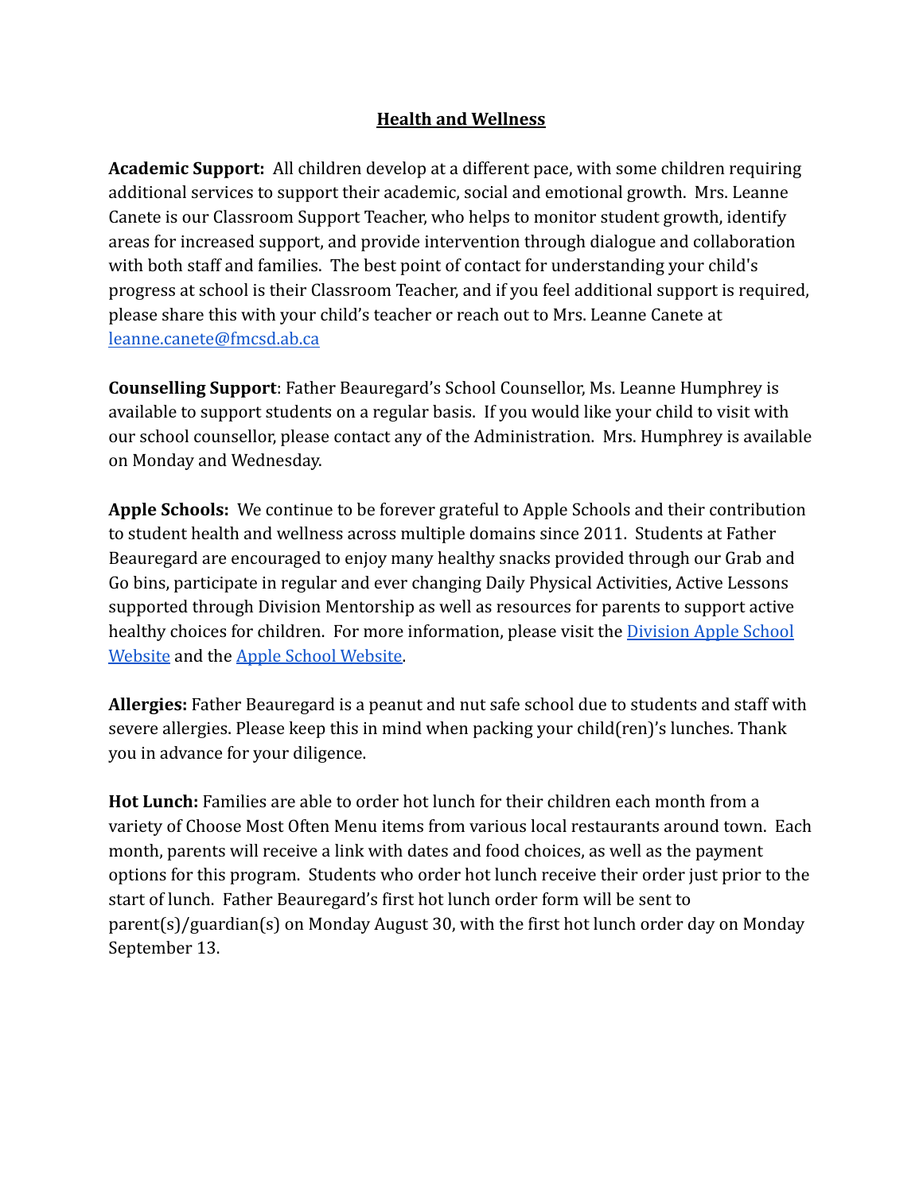## Health and Wellness

**Academic Support:** All children develop at a different pace, with some children requiring additional services to support their academic, social and emotional growth. Mrs. Leanne Canete is our Classroom Support Teacher, who helps to monitor student growth, identify areas for increased support, and provide intervention through dialogue and collaboration with both staff and families. The best point of contact for understanding your child's progress at school is their Classroom Teacher, and if you feel additional support is required, please share this with your child's teacher or reach out to Mrs. Leanne Canete at leanne.canete@fmcsd.ab.ca

**Counselling Support**: Father Beauregard's School Counsellor, Ms. Leanne Humphrey is available to support students on a regular basis. If you would like your child to visit with our school counsellor, please contact any of the Administration. Mrs. Humphrey is available on Monday and Wednesday.

**Apple Schools:** We continue to be forever grateful to Apple Schools and their contribution to student health and wellness across multiple domains since 2011. Students at Father Beauregard are encouraged to enjoy many healthy snacks provided through our Grab and Go bins, participate in regular and ever changing Daily Physical Activities, Active Lessons supported through Division Mentorship as well as resources for parents to support active healthy choices for children. For more information, please visit the Division Apple School Website and the Apple School Website.

**Allergies:** Father Beauregard is a peanut and nut safe school due to students and staff with severe allergies. Please keep this in mind when packing your child(ren)'s lunches. Thank you in advance for your diligence.

**Hot Lunch:** Families are able to order hot lunch for their children each month from a variety of Choose Most Often Menu items from various local restaurants around town. Each month, parents will receive a link with dates and food choices, as well as the payment options for this program. Students who order hot lunch receive their order just prior to the start of lunch. Father Beauregard's first hot lunch order form will be sent to parent(s)/guardian(s) on Monday August 30, with the first hot lunch order day on Monday September 13.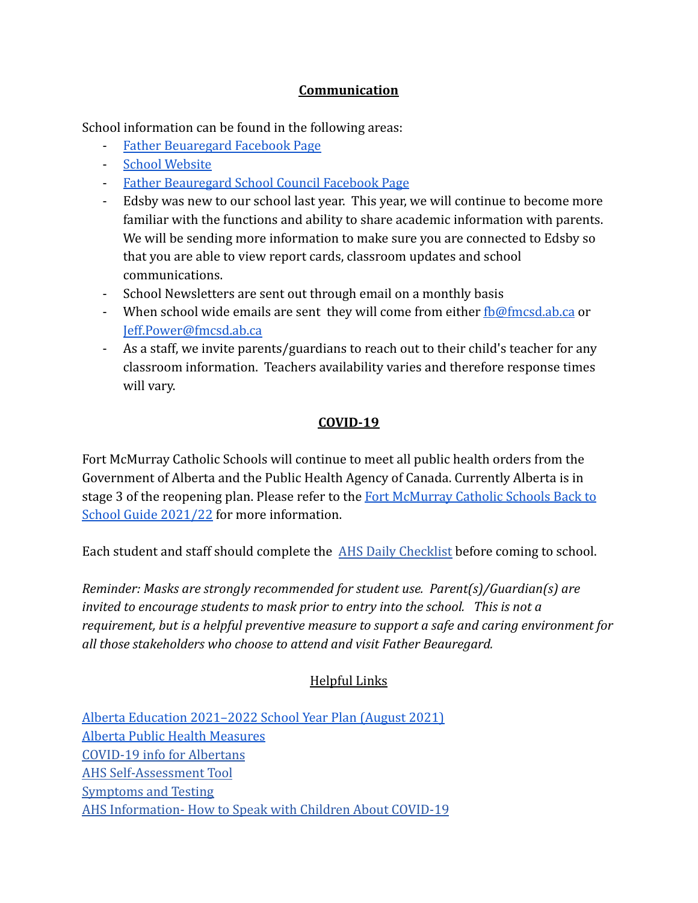## **Communication**

School information can be found in the following areas:

- Father Beuaregard Facebook Page
- School Website
- Father Beauregard School Council Facebook Page
- Edsby was new to our school last year. This year, we will continue to become more familiar with the functions and ability to share academic information with parents. We will be sending more information to make sure you are connected to Edsby so that you are able to view report cards, classroom updates and school communications.
- School Newsletters are sent out through email on a monthly basis
- When school wide emails are sent they will come from either fb@fmcsd.ab.ca or Jeff.Power@fmcsd.ab.ca
- As a staff, we invite parents/guardians to reach out to their child's teacher for any classroom information. Teachers availability varies and therefore response times will vary.

## **COVID-19**

Fort McMurray Catholic Schools will continue to meet all public health orders from the Government of Alberta and the Public Health Agency of Canada. Currently Alberta is in stage 3 of the reopening plan. Please refer to the Fort McMurray Catholic Schools Back to School Guide 2021/22 for more information.

Each student and staff should complete the AHS Daily Checklist before coming to school.

*Reminder: Masks are strongly recommended for student use. Parent(s)/Guardian(s) are invited to encourage students to mask prior to entry into the school. This is not a requirement, but is a helpful preventive measure to support a safe and caring environment for all those stakeholders who choose to attend and visit Father Beauregard.*

### Helpful Links

Alberta Education 2021–2022 School Year Plan (August 2021)
Alberta Public Health Measures
COVID-19 info for Albertans
AHS Self-Assessment Tool
Symptoms and Testing
AHS Information- How to Speak with Children About COVID-19